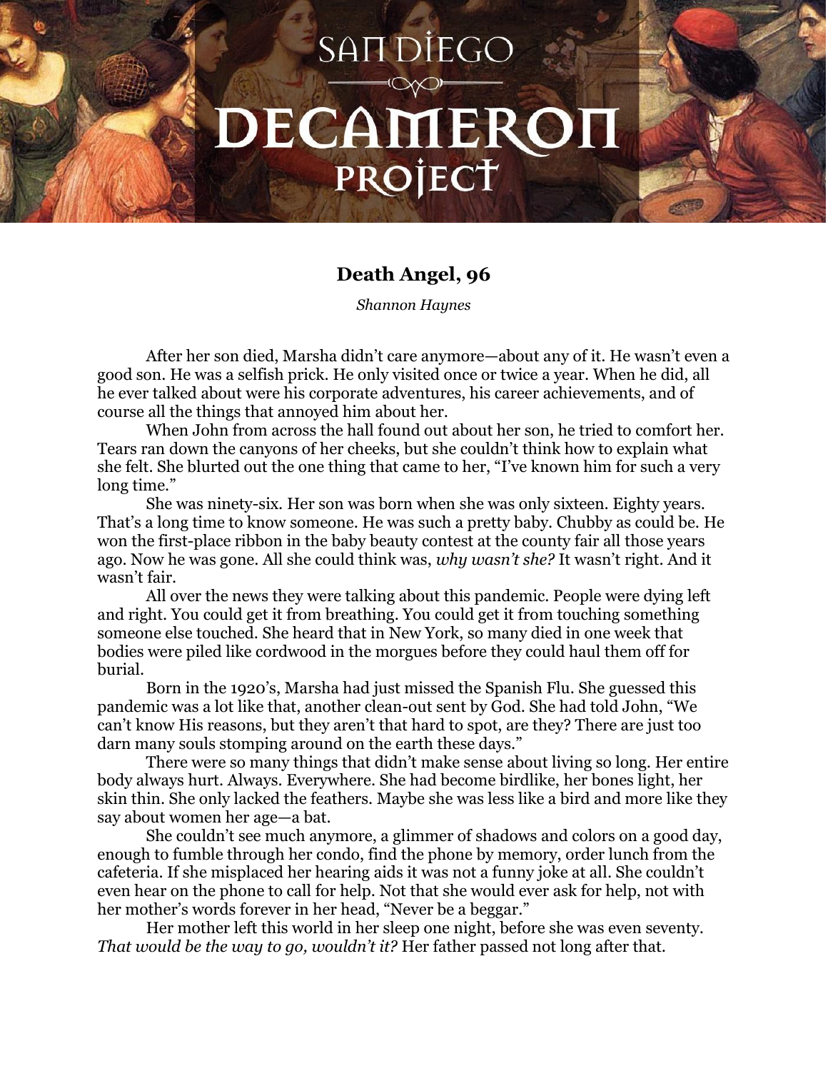# San Diego Decameron Project

## Death Angel, 96

*Shannon Haynes*

After her son died, Marsha didn't care anymore—about any of it. He wasn't even a good son. He was a selfish prick. He only visited once or twice a year. When he did, all he ever talked about were his corporate adventures, his career achievements, and of course all the things that annoyed him about her.

When John from across the hall found out about her son, he tried to comfort her. Tears ran down the canyons of her cheeks, but she couldn't think how to explain what she felt. She blurted out the one thing that came to her, "I've known him for such a very long time."

She was ninety-six. Her son was born when she was only sixteen. Eighty years. That's a long time to know someone. He was such a pretty baby. Chubby as could be. He won the first-place ribbon in the baby beauty contest at the county fair all those years ago. Now he was gone. All she could think was, *why wasn't she?* It wasn't right. And it wasn't fair.

All over the news they were talking about this pandemic. People were dying left and right. You could get it from breathing. You could get it from touching something someone else touched. She heard that in New York, so many died in one week that bodies were piled like cordwood in the morgues before they could haul them off for burial.

Born in the 1920's, Marsha had just missed the Spanish Flu. She guessed this pandemic was a lot like that, another clean-out sent by God. She had told John, "We can't know His reasons, but they aren't that hard to spot, are they? There are just too darn many souls stomping around on the earth these days."

There were so many things that didn't make sense about living so long. Her entire body always hurt. Always. Everywhere. She had become birdlike, her bones light, her skin thin. She only lacked the feathers. Maybe she was less like a bird and more like they say about women her age—a bat.

She couldn't see much anymore, a glimmer of shadows and colors on a good day, enough to fumble through her condo, find the phone by memory, order lunch from the cafeteria. If she misplaced her hearing aids it was not a funny joke at all. She couldn't even hear on the phone to call for help. Not that she would ever ask for help, not with her mother's words forever in her head, "Never be a beggar."

Her mother left this world in her sleep one night, before she was even seventy. *That would be the way to go, wouldn't it?* Her father passed not long after that.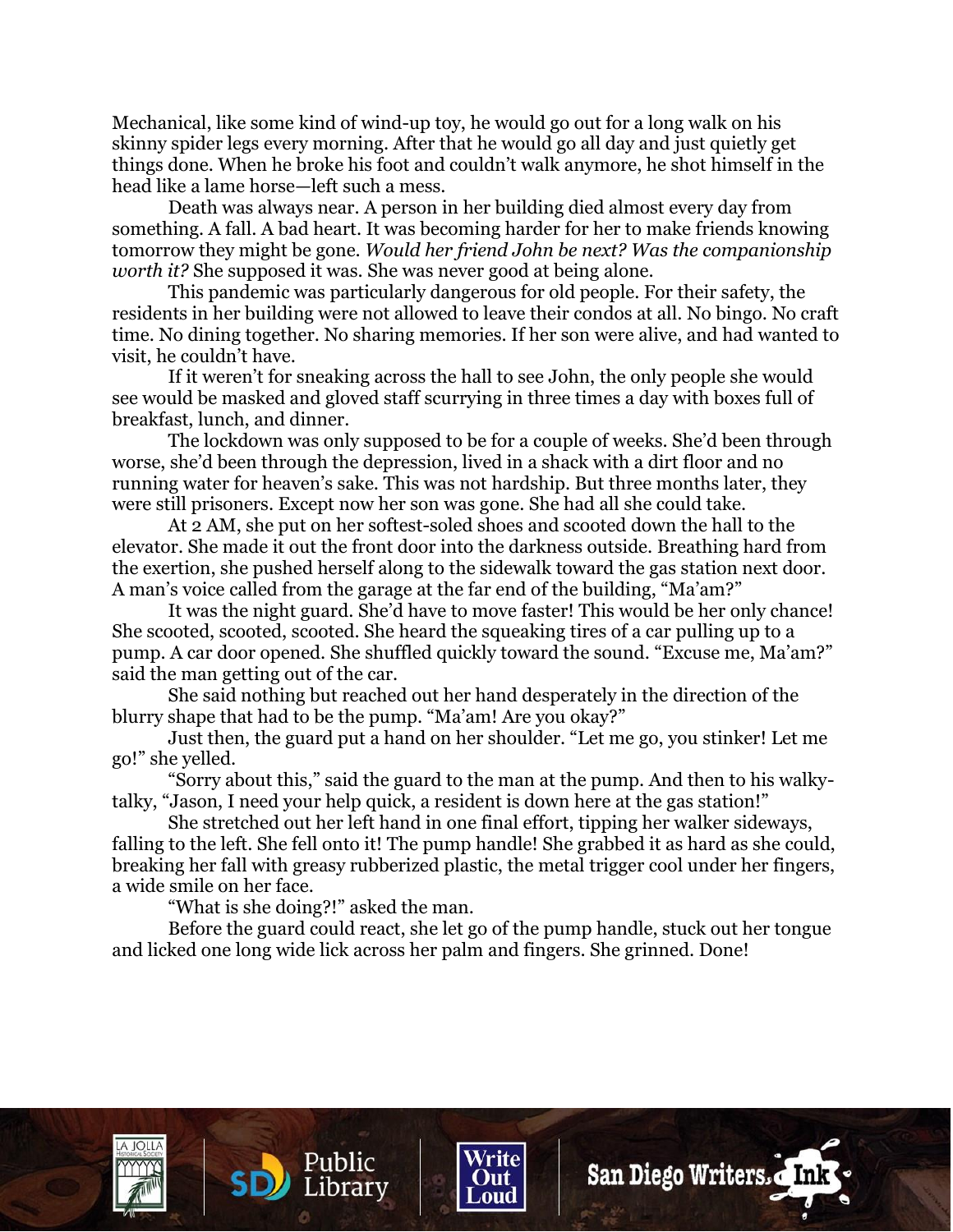Mechanical, like some kind of wind-up toy, he would go out for a long walk on his skinny spider legs every morning. After that he would go all day and just quietly get things done. When he broke his foot and couldn't walk anymore, he shot himself in the head like a lame horse—left such a mess.

Death was always near. A person in her building died almost every day from something. A fall. A bad heart. It was becoming harder for her to make friends knowing tomorrow they might be gone. *Would her friend John be next? Was the companionship worth it?* She supposed it was. She was never good at being alone.

This pandemic was particularly dangerous for old people. For their safety, the residents in her building were not allowed to leave their condos at all. No bingo. No craft time. No dining together. No sharing memories. If her son were alive, and had wanted to visit, he couldn't have.

If it weren't for sneaking across the hall to see John, the only people she would see would be masked and gloved staff scurrying in three times a day with boxes full of breakfast, lunch, and dinner.

The lockdown was only supposed to be for a couple of weeks. She'd been through worse, she'd been through the depression, lived in a shack with a dirt floor and no running water for heaven's sake. This was not hardship. But three months later, they were still prisoners. Except now her son was gone. She had all she could take.

At 2 AM, she put on her softest-soled shoes and scooted down the hall to the elevator. She made it out the front door into the darkness outside. Breathing hard from the exertion, she pushed herself along to the sidewalk toward the gas station next door. A man's voice called from the garage at the far end of the building, "Ma'am?"

It was the night guard. She'd have to move faster! This would be her only chance! She scooted, scooted, scooted. She heard the squeaking tires of a car pulling up to a pump. A car door opened. She shuffled quickly toward the sound. "Excuse me, Ma'am?" said the man getting out of the car.

She said nothing but reached out her hand desperately in the direction of the blurry shape that had to be the pump. "Ma'am! Are you okay?"

Just then, the guard put a hand on her shoulder. "Let me go, you stinker! Let me go!" she yelled.

"Sorry about this," said the guard to the man at the pump. And then to his walky-talky, "Jason, I need your help quick, a resident is down here at the gas station!"

She stretched out her left hand in one final effort, tipping her walker sideways, falling to the left. She fell onto it! The pump handle! She grabbed it as hard as she could, breaking her fall with greasy rubberized plastic, the metal trigger cool under her fingers, a wide smile on her face.

"What is she doing?!" asked the man.

Before the guard could react, she let go of the pump handle, stuck out her tongue and licked one long wide lick across her palm and fingers. She grinned. Done!